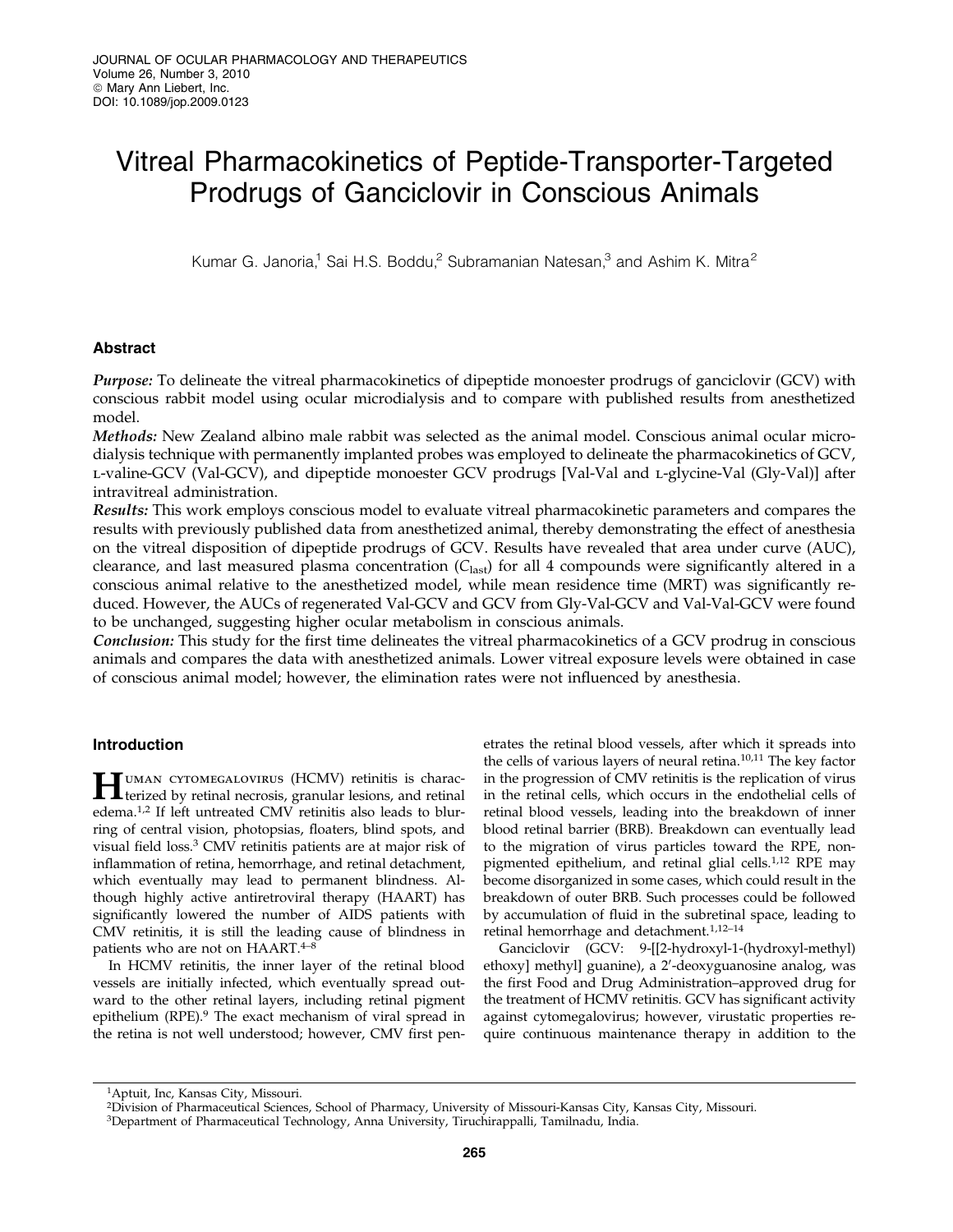JOURNAL OF OCULAR PHARMACOLOGY AND THERAPEUTICS
Volume 26, Number 3, 2010
© Mary Ann Liebert, Inc.
DOI: 10.1089/jop.2009.0123

# Vitreal Pharmacokinetics of Peptide-Transporter-Targeted Prodrugs of Ganciclovir in Conscious Animals

Kumar G. Janoria,[1] Sai H.S. Boddu,[2] Subramanian Natesan,[3] and Ashim K. Mitra[2]

## Abstract

*Purpose:* To delineate the vitreal pharmacokinetics of dipeptide monoester prodrugs of ganciclovir (GCV) with conscious rabbit model using ocular microdialysis and to compare with published results from anesthetized model.

*Methods:* New Zealand albino male rabbit was selected as the animal model. Conscious animal ocular microdialysis technique with permanently implanted probes was employed to delineate the pharmacokinetics of GCV, L-valine-GCV (Val-GCV), and dipeptide monoester GCV prodrugs [Val-Val and L-glycine-Val (Gly-Val)] after intravitreal administration.

*Results:* This work employs conscious model to evaluate vitreal pharmacokinetic parameters and compares the results with previously published data from anesthetized animal, thereby demonstrating the effect of anesthesia on the vitreal disposition of dipeptide prodrugs of GCV. Results have revealed that area under curve (AUC), clearance, and last measured plasma concentration ($C_{last}$) for all 4 compounds were significantly altered in a conscious animal relative to the anesthetized model, while mean residence time (MRT) was significantly reduced. However, the AUCs of regenerated Val-GCV and GCV from Gly-Val-GCV and Val-Val-GCV were found to be unchanged, suggesting higher ocular metabolism in conscious animals.

*Conclusion:* This study for the first time delineates the vitreal pharmacokinetics of a GCV prodrug in conscious animals and compares the data with anesthetized animals. Lower vitreal exposure levels were obtained in case of conscious animal model; however, the elimination rates were not influenced by anesthesia.

## Introduction

Human cytomegalovirus (HCMV) retinitis is characterized by retinal necrosis, granular lesions, and retinal edema.[1,2] If left untreated CMV retinitis also leads to blurring of central vision, photopsias, floaters, blind spots, and visual field loss.[3] CMV retinitis patients are at major risk of inflammation of retina, hemorrhage, and retinal detachment, which eventually may lead to permanent blindness. Although highly active antiretroviral therapy (HAART) has significantly lowered the number of AIDS patients with CMV retinitis, it is still the leading cause of blindness in patients who are not on HAART.[4–8]

In HCMV retinitis, the inner layer of the retinal blood vessels are initially infected, which eventually spread outward to the other retinal layers, including retinal pigment epithelium (RPE).[9] The exact mechanism of viral spread in the retina is not well understood; however, CMV first penetrates the retinal blood vessels, after which it spreads into the cells of various layers of neural retina.[10,11] The key factor in the progression of CMV retinitis is the replication of virus in the retinal cells, which occurs in the endothelial cells of retinal blood vessels, leading into the breakdown of inner blood retinal barrier (BRB). Breakdown can eventually lead to the migration of virus particles toward the RPE, nonpigmented epithelium, and retinal glial cells.[1,12] RPE may become disorganized in some cases, which could result in the breakdown of outer BRB. Such processes could be followed by accumulation of fluid in the subretinal space, leading to retinal hemorrhage and detachment.[1,12–14]

Ganciclovir (GCV: 9-[[2-hydroxyl-1-(hydroxyl-methyl) ethoxy] methyl] guanine), a 2′-deoxyguanosine analog, was the first Food and Drug Administration–approved drug for the treatment of HCMV retinitis. GCV has significant activity against cytomegalovirus; however, virustatic properties require continuous maintenance therapy in addition to the

---

[1]Aptuit, Inc, Kansas City, Missouri.
[2]Division of Pharmaceutical Sciences, School of Pharmacy, University of Missouri-Kansas City, Kansas City, Missouri.
[3]Department of Pharmaceutical Technology, Anna University, Tiruchirappalli, Tamilnadu, India.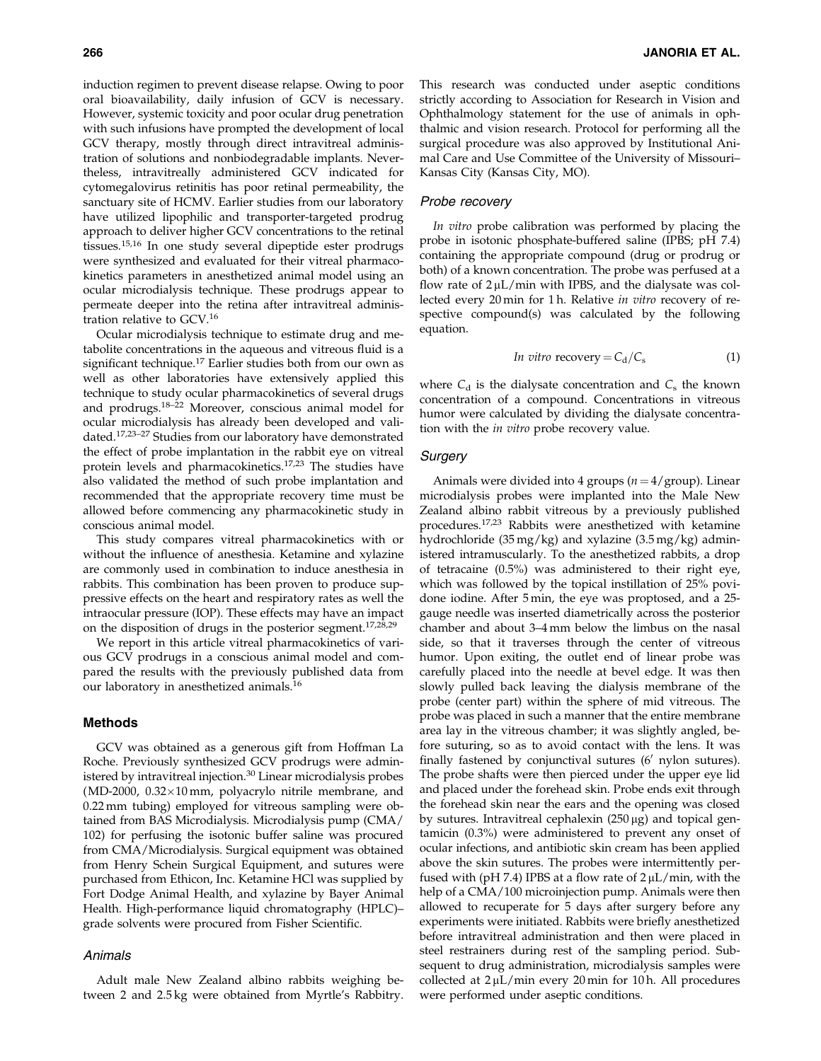induction regimen to prevent disease relapse. Owing to poor oral bioavailability, daily infusion of GCV is necessary. However, systemic toxicity and poor ocular drug penetration with such infusions have prompted the development of local GCV therapy, mostly through direct intravitreal administration of solutions and nonbiodegradable implants. Nevertheless, intravitreally administered GCV indicated for cytomegalovirus retinitis has poor retinal permeability, the sanctuary site of HCMV. Earlier studies from our laboratory have utilized lipophilic and transporter-targeted prodrug approach to deliver higher GCV concentrations to the retinal tissues.[15,16] In one study several dipeptide ester prodrugs were synthesized and evaluated for their vitreal pharmacokinetics parameters in anesthetized animal model using an ocular microdialysis technique. These prodrugs appear to permeate deeper into the retina after intravitreal administration relative to GCV.[16]

Ocular microdialysis technique to estimate drug and metabolite concentrations in the aqueous and vitreous fluid is a significant technique.[17] Earlier studies both from our own as well as other laboratories have extensively applied this technique to study ocular pharmacokinetics of several drugs and prodrugs.[18–22] Moreover, conscious animal model for ocular microdialysis has already been developed and validated.[17,23–27] Studies from our laboratory have demonstrated the effect of probe implantation in the rabbit eye on vitreal protein levels and pharmacokinetics.[17,23] The studies have also validated the method of such probe implantation and recommended that the appropriate recovery time must be allowed before commencing any pharmacokinetic study in conscious animal model.

This study compares vitreal pharmacokinetics with or without the influence of anesthesia. Ketamine and xylazine are commonly used in combination to induce anesthesia in rabbits. This combination has been proven to produce suppressive effects on the heart and respiratory rates as well the intraocular pressure (IOP). These effects may have an impact on the disposition of drugs in the posterior segment.[17,28,29]

We report in this article vitreal pharmacokinetics of various GCV prodrugs in a conscious animal model and compared the results with the previously published data from our laboratory in anesthetized animals.[16]

## Methods

GCV was obtained as a generous gift from Hoffman La Roche. Previously synthesized GCV prodrugs were administered by intravitreal injection.[30] Linear microdialysis probes (MD-2000, 0.32×10 mm, polyacrylo nitrile membrane, and 0.22 mm tubing) employed for vitreous sampling were obtained from BAS Microdialysis. Microdialysis pump (CMA/102) for perfusing the isotonic buffer saline was procured from CMA/Microdialysis. Surgical equipment was obtained from Henry Schein Surgical Equipment, and sutures were purchased from Ethicon, Inc. Ketamine HCl was supplied by Fort Dodge Animal Health, and xylazine by Bayer Animal Health. High-performance liquid chromatography (HPLC)–grade solvents were procured from Fisher Scientific.

### *Animals*

Adult male New Zealand albino rabbits weighing between 2 and 2.5 kg were obtained from Myrtle's Rabbitry. This research was conducted under aseptic conditions strictly according to Association for Research in Vision and Ophthalmology statement for the use of animals in ophthalmic and vision research. Protocol for performing all the surgical procedure was also approved by Institutional Animal Care and Use Committee of the University of Missouri–Kansas City (Kansas City, MO).

### *Probe recovery*

*In vitro* probe calibration was performed by placing the probe in isotonic phosphate-buffered saline (IPBS; pH 7.4) containing the appropriate compound (drug or prodrug or both) of a known concentration. The probe was perfused at a flow rate of 2 μL/min with IPBS, and the dialysate was collected every 20 min for 1 h. Relative *in vitro* recovery of respective compound(s) was calculated by the following equation.

$$\textit{In vitro} \text{ recovery} = C_d/C_s \tag{1}$$

where $C_d$ is the dialysate concentration and $C_s$ the known concentration of a compound. Concentrations in vitreous humor were calculated by dividing the dialysate concentration with the *in vitro* probe recovery value.

### *Surgery*

Animals were divided into 4 groups ($n = 4$/group). Linear microdialysis probes were implanted into the Male New Zealand albino rabbit vitreous by a previously published procedures.[17,23] Rabbits were anesthetized with ketamine hydrochloride (35 mg/kg) and xylazine (3.5 mg/kg) administered intramuscularly. To the anesthetized rabbits, a drop of tetracaine (0.5%) was administered to their right eye, which was followed by the topical instillation of 25% povidone iodine. After 5 min, the eye was proptosed, and a 25-gauge needle was inserted diametrically across the posterior chamber and about 3–4 mm below the limbus on the nasal side, so that it traverses through the center of vitreous humor. Upon exiting, the outlet end of linear probe was carefully placed into the needle at bevel edge. It was then slowly pulled back leaving the dialysis membrane of the probe (center part) within the sphere of mid vitreous. The probe was placed in such a manner that the entire membrane area lay in the vitreous chamber; it was slightly angled, before suturing, so as to avoid contact with the lens. It was finally fastened by conjunctival sutures (6′ nylon sutures). The probe shafts were then pierced under the upper eye lid and placed under the forehead skin. Probe ends exit through the forehead skin near the ears and the opening was closed by sutures. Intravitreal cephalexin (250 μg) and topical gentamicin (0.3%) were administered to prevent any onset of ocular infections, and antibiotic skin cream has been applied above the skin sutures. The probes were intermittently perfused with (pH 7.4) IPBS at a flow rate of 2 μL/min, with the help of a CMA/100 microinjection pump. Animals were then allowed to recuperate for 5 days after surgery before any experiments were initiated. Rabbits were briefly anesthetized before intravitreal administration and then were placed in steel restrainers during rest of the sampling period. Subsequent to drug administration, microdialysis samples were collected at 2 μL/min every 20 min for 10 h. All procedures were performed under aseptic conditions.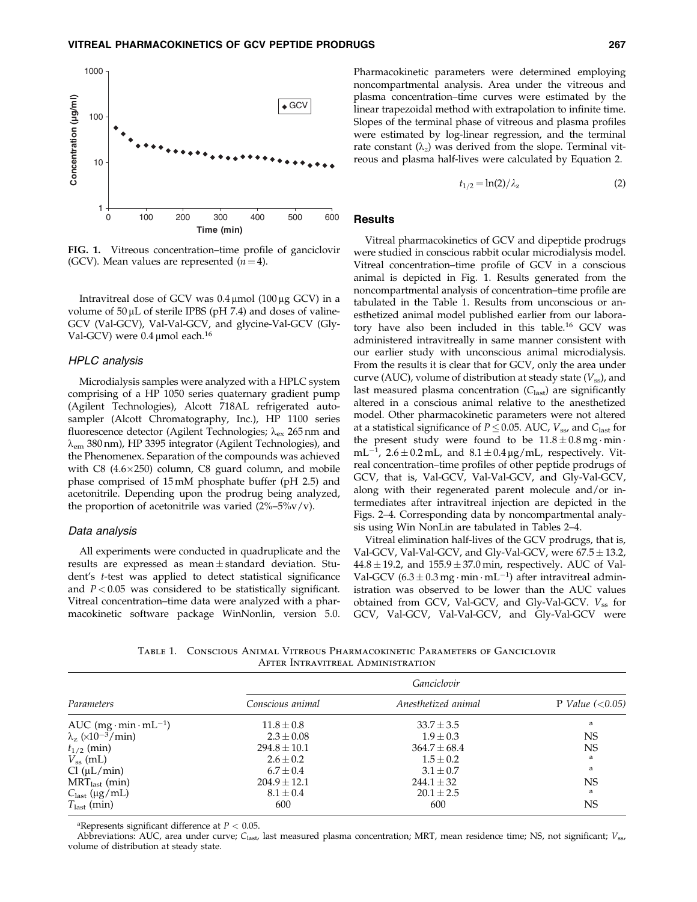FIG. 1. Vitreous concentration–time profile of ganciclovir (GCV). Mean values are represented ($n = 4$).

Intravitreal dose of GCV was 0.4 μmol (100 μg GCV) in a volume of 50 μL of sterile IPBS (pH 7.4) and doses of valine-GCV (Val-GCV), Val-Val-GCV, and glycine-Val-GCV (Gly-Val-GCV) were 0.4 μmol each.[16]

### HPLC analysis

Microdialysis samples were analyzed with a HPLC system comprising of a HP 1050 series quaternary gradient pump (Agilent Technologies), Alcott 718AL refrigerated autosampler (Alcott Chromatography, Inc.), HP 1100 series fluorescence detector (Agilent Technologies; $\lambda_{ex}$ 265 nm and $\lambda_{em}$ 380 nm), HP 3395 integrator (Agilent Technologies), and the Phenomenex. Separation of the compounds was achieved with C8 (4.6×250) column, C8 guard column, and mobile phase comprised of 15 mM phosphate buffer (pH 2.5) and acetonitrile. Depending upon the prodrug being analyzed, the proportion of acetonitrile was varied (2%–5%v/v).

### Data analysis

All experiments were conducted in quadruplicate and the results are expressed as mean ± standard deviation. Student's *t*-test was applied to detect statistical significance and $P < 0.05$ was considered to be statistically significant. Vitreal concentration–time data were analyzed with a pharmacokinetic software package WinNonlin, version 5.0. Pharmacokinetic parameters were determined employing noncompartmental analysis. Area under the vitreous and plasma concentration–time curves were estimated by the linear trapezoidal method with extrapolation to infinite time. Slopes of the terminal phase of vitreous and plasma profiles were estimated by log-linear regression, and the terminal rate constant ($\lambda_z$) was derived from the slope. Terminal vitreous and plasma half-lives were calculated by Equation 2.

$$t_{1/2} = \ln(2)/\lambda_z \tag{2}$$

## Results

Vitreal pharmacokinetics of GCV and dipeptide prodrugs were studied in conscious rabbit ocular microdialysis model. Vitreal concentration–time profile of GCV in a conscious animal is depicted in Fig. 1. Results generated from the noncompartmental analysis of concentration–time profile are tabulated in the Table 1. Results from unconscious or anesthetized animal model published earlier from our laboratory have also been included in this table.[16] GCV was administered intravitreally in same manner consistent with our earlier study with unconscious animal microdialysis. From the results it is clear that for GCV, only the area under curve (AUC), volume of distribution at steady state ($V_{ss}$), and last measured plasma concentration ($C_{last}$) are significantly altered in a conscious animal relative to the anesthetized model. Other pharmacokinetic parameters were not altered at a statistical significance of $P \leq 0.05$. AUC, $V_{ss}$, and $C_{last}$ for the present study were found to be $11.8 \pm 0.8$ mg · min · mL$^{-1}$, $2.6 \pm 0.2$ mL, and $8.1 \pm 0.4$ μg/mL, respectively. Vitreal concentration–time profiles of other peptide prodrugs of GCV, that is, Val-GCV, Val-Val-GCV, and Gly-Val-GCV, along with their regenerated parent molecule and/or intermediates after intravitreal injection are depicted in the Figs. 2–4. Corresponding data by noncompartmental analysis using Win NonLin are tabulated in Tables 2–4.

Vitreal elimination half-lives of the GCV prodrugs, that is, Val-GCV, Val-Val-GCV, and Gly-Val-GCV, were $67.5 \pm 13.2$, $44.8 \pm 19.2$, and $155.9 \pm 37.0$ min, respectively. AUC of Val-Val-GCV ($6.3 \pm 0.3$ mg · min · mL$^{-1}$) after intravitreal administration was observed to be lower than the AUC values obtained from GCV, Val-GCV, and Gly-Val-GCV. $V_{ss}$ for GCV, Val-GCV, Val-Val-GCV, and Gly-Val-GCV were

Table 1. Conscious Animal Vitreous Pharmacokinetic Parameters of Ganciclovir After Intravitreal Administration

| | *Ganciclovir* | | |
|---|---|---|---|
| *Parameters* | *Conscious animal* | *Anesthetized animal* | P *Value (<0.05)* |
| AUC (mg · min · mL$^{-1}$) | 11.8 ± 0.8 | 33.7 ± 3.5 | [a] |
| $\lambda_z$ (×10$^{-3}$/min) | 2.3 ± 0.08 | 1.9 ± 0.3 | NS |
| $t_{1/2}$ (min) | 294.8 ± 10.1 | 364.7 ± 68.4 | NS |
| $V_{ss}$ (mL) | 2.6 ± 0.2 | 1.5 ± 0.2 | [a] |
| Cl (μL/min) | 6.7 ± 0.4 | 3.1 ± 0.7 | [a] |
| MRT$_{last}$ (min) | 204.9 ± 12.1 | 244.1 ± 32 | NS |
| $C_{last}$ (μg/mL) | 8.1 ± 0.4 | 20.1 ± 2.5 | [a] |
| $T_{last}$ (min) | 600 | 600 | NS |

[a]Represents significant difference at $P < 0.05$.

Abbreviations: AUC, area under curve; $C_{last}$, last measured plasma concentration; MRT, mean residence time; NS, not significant; $V_{ss}$, volume of distribution at steady state.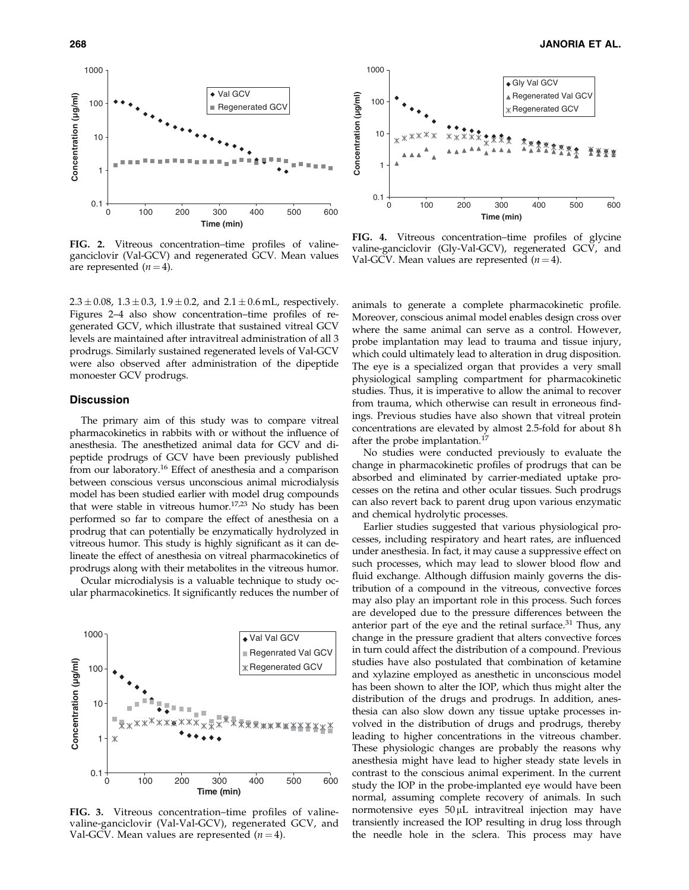1000

100

10

1

0.1

Concentration (µg/ml)

0 100 200 300 400 500 600

Time (min)

◆ Val GCV

■ Regenerated GCV

**FIG. 2.** Vitreous concentration–time profiles of valine-ganciclovir (Val-GCV) and regenerated GCV. Mean values are represented ($n = 4$).

1000

100

10

1

0.1

Concentration (µg/ml)

0 100 200 300 400 500 600

Time (min)

◆ Gly Val GCV

▲ Regenerated Val GCV

✱ Regenerated GCV

**FIG. 4.** Vitreous concentration–time profiles of glycine valine-ganciclovir (Gly-Val-GCV), regenerated GCV, and Val-GCV. Mean values are represented ($n = 4$).

$2.3 \pm 0.08$, $1.3 \pm 0.3$, $1.9 \pm 0.2$, and $2.1 \pm 0.6$ mL, respectively. Figures 2–4 also show concentration–time profiles of regenerated GCV, which illustrate that sustained vitreal GCV levels are maintained after intravitreal administration of all 3 prodrugs. Similarly sustained regenerated levels of Val-GCV were also observed after administration of the dipeptide monoester GCV prodrugs.

## Discussion

The primary aim of this study was to compare vitreal pharmacokinetics in rabbits with or without the influence of anesthesia. The anesthetized animal data for GCV and dipeptide prodrugs of GCV have been previously published from our laboratory.[16] Effect of anesthesia and a comparison between conscious versus unconscious animal microdialysis model has been studied earlier with model drug compounds that were stable in vitreous humor.[17,23] No study has been performed so far to compare the effect of anesthesia on a prodrug that can potentially be enzymatically hydrolyzed in vitreous humor. This study is highly significant as it can delineate the effect of anesthesia on vitreal pharmacokinetics of prodrugs along with their metabolites in the vitreous humor.

Ocular microdialysis is a valuable technique to study ocular pharmacokinetics. It significantly reduces the number of animals to generate a complete pharmacokinetic profile. Moreover, conscious animal model enables design cross over where the same animal can serve as a control. However, probe implantation may lead to trauma and tissue injury, which could ultimately lead to alteration in drug disposition. The eye is a specialized organ that provides a very small physiological sampling compartment for pharmacokinetic studies. Thus, it is imperative to allow the animal to recover from trauma, which otherwise can result in erroneous findings. Previous studies have also shown that vitreal protein concentrations are elevated by almost 2.5-fold for about 8 h after the probe implantation.[17]

1000

100

10

1

0.1

Concentration (µg/ml)

0 100 200 300 400 500 600

Time (min)

◆ Val Val GCV

■ Regenrated Val GCV

✱ Regenerated GCV

**FIG. 3.** Vitreous concentration–time profiles of valine-valine-ganciclovir (Val-Val-GCV), regenerated GCV, and Val-GCV. Mean values are represented ($n = 4$).

No studies were conducted previously to evaluate the change in pharmacokinetic profiles of prodrugs that can be absorbed and eliminated by carrier-mediated uptake processes on the retina and other ocular tissues. Such prodrugs can also revert back to parent drug upon various enzymatic and chemical hydrolytic processes.

Earlier studies suggested that various physiological processes, including respiratory and heart rates, are influenced under anesthesia. In fact, it may cause a suppressive effect on such processes, which may lead to slower blood flow and fluid exchange. Although diffusion mainly governs the distribution of a compound in the vitreous, convective forces may also play an important role in this process. Such forces are developed due to the pressure differences between the anterior part of the eye and the retinal surface.[31] Thus, any change in the pressure gradient that alters convective forces in turn could affect the distribution of a compound. Previous studies have also postulated that combination of ketamine and xylazine employed as anesthetic in unconscious model has been shown to alter the IOP, which thus might alter the distribution of the drugs and prodrugs. In addition, anesthesia can also slow down any tissue uptake processes involved in the distribution of drugs and prodrugs, thereby leading to higher concentrations in the vitreous chamber. These physiologic changes are probably the reasons why anesthesia might have lead to higher steady state levels in contrast to the conscious animal experiment. In the current study the IOP in the probe-implanted eye would have been normal, assuming complete recovery of animals. In such normotensive eyes 50 µL intravitreal injection may have transiently increased the IOP resulting in drug loss through the needle hole in the sclera. This process may have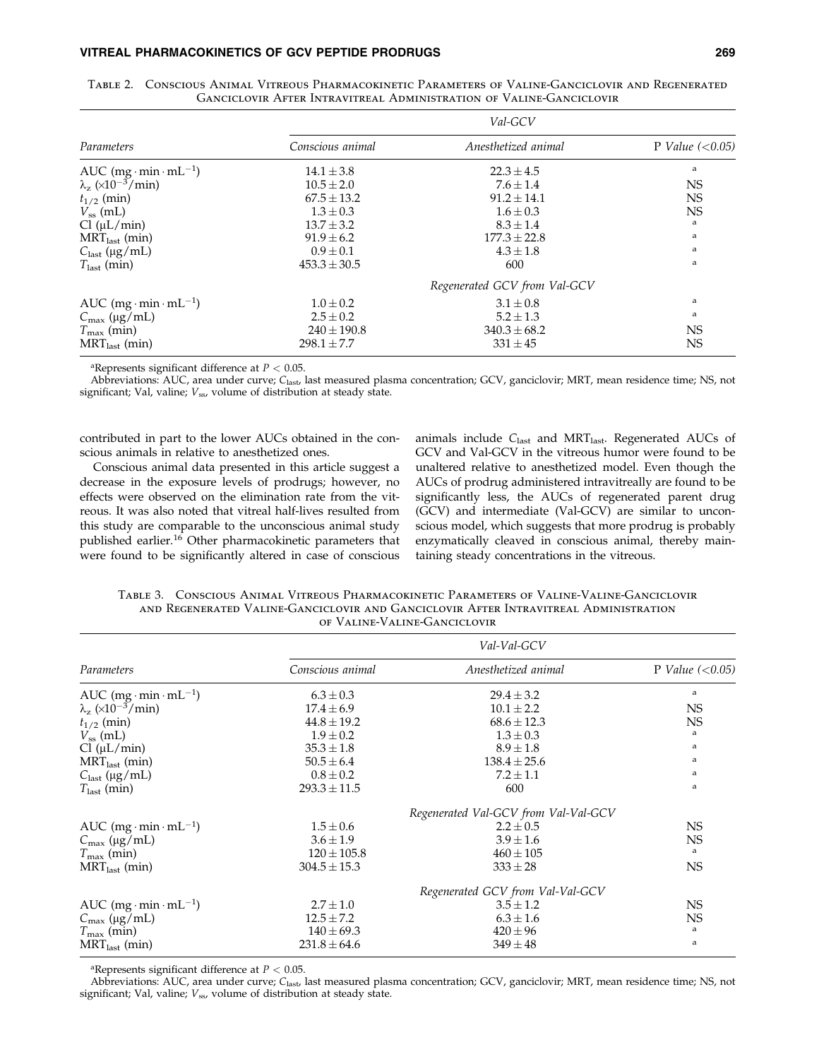Table 2. Conscious Animal Vitreous Pharmacokinetic Parameters of Valine-Ganciclovir and Regenerated Ganciclovir After Intravitreal Administration of Valine-Ganciclovir

| Parameters | Val-GCV | | |
|---|---|---|---|
| | Conscious animal | Anesthetized animal | P Value (<0.05) |
| AUC ($mg \cdot min \cdot mL^{-1}$) | 14.1 ± 3.8 | 22.3 ± 4.5 | a |
| $\lambda_z$ ($\times 10^{-3}$/min) | 10.5 ± 2.0 | 7.6 ± 1.4 | NS |
| $t_{1/2}$ (min) | 67.5 ± 13.2 | 91.2 ± 14.1 | NS |
| $V_{ss}$ (mL) | 1.3 ± 0.3 | 1.6 ± 0.3 | NS |
| Cl (μL/min) | 13.7 ± 3.2 | 8.3 ± 1.4 | a |
| $MRT_{last}$ (min) | 91.9 ± 6.2 | 177.3 ± 22.8 | a |
| $C_{last}$ (μg/mL) | 0.9 ± 0.1 | 4.3 ± 1.8 | a |
| $T_{last}$ (min) | 453.3 ± 30.5 | 600 | a |
| | | Regenerated GCV from Val-GCV | |
| AUC ($mg \cdot min \cdot mL^{-1}$) | 1.0 ± 0.2 | 3.1 ± 0.8 | a |
| $C_{max}$ (μg/mL) | 2.5 ± 0.2 | 5.2 ± 1.3 | a |
| $T_{max}$ (min) | 240 ± 190.8 | 340.3 ± 68.2 | NS |
| $MRT_{last}$ (min) | 298.1 ± 7.7 | 331 ± 45 | NS |

[a]Represents significant difference at $P < 0.05$.

Abbreviations: AUC, area under curve; $C_{last}$, last measured plasma concentration; GCV, ganciclovir; MRT, mean residence time; NS, not significant; Val, valine; $V_{ss}$, volume of distribution at steady state.

contributed in part to the lower AUCs obtained in the conscious animals in relative to anesthetized ones.

Conscious animal data presented in this article suggest a decrease in the exposure levels of prodrugs; however, no effects were observed on the elimination rate from the vitreous. It was also noted that vitreal half-lives resulted from this study are comparable to the unconscious animal study published earlier.[16] Other pharmacokinetic parameters that were found to be significantly altered in case of conscious animals include $C_{last}$ and $MRT_{last}$. Regenerated AUCs of GCV and Val-GCV in the vitreous humor were found to be unaltered relative to anesthetized model. Even though the AUCs of prodrug administered intravitreally are found to be significantly less, the AUCs of regenerated parent drug (GCV) and intermediate (Val-GCV) are similar to unconscious model, which suggests that more prodrug is probably enzymatically cleaved in conscious animal, thereby maintaining steady concentrations in the vitreous.

Table 3. Conscious Animal Vitreous Pharmacokinetic Parameters of Valine-Valine-Ganciclovir and Regenerated Valine-Ganciclovir and Ganciclovir After Intravitreal Administration of Valine-Valine-Ganciclovir

| Parameters | Val-Val-GCV | | |
|---|---|---|---|
| | Conscious animal | Anesthetized animal | P Value (<0.05) |
| AUC ($mg \cdot min \cdot mL^{-1}$) | 6.3 ± 0.3 | 29.4 ± 3.2 | a |
| $\lambda_z$ ($\times 10^{-3}$/min) | 17.4 ± 6.9 | 10.1 ± 2.2 | NS |
| $t_{1/2}$ (min) | 44.8 ± 19.2 | 68.6 ± 12.3 | NS |
| $V_{ss}$ (mL) | 1.9 ± 0.2 | 1.3 ± 0.3 | a |
| Cl (μL/min) | 35.3 ± 1.8 | 8.9 ± 1.8 | a |
| $MRT_{last}$ (min) | 50.5 ± 6.4 | 138.4 ± 25.6 | a |
| $C_{last}$ (μg/mL) | 0.8 ± 0.2 | 7.2 ± 1.1 | a |
| $T_{last}$ (min) | 293.3 ± 11.5 | 600 | a |
| | | Regenerated Val-GCV from Val-Val-GCV | |
| AUC ($mg \cdot min \cdot mL^{-1}$) | 1.5 ± 0.6 | 2.2 ± 0.5 | NS |
| $C_{max}$ (μg/mL) | 3.6 ± 1.9 | 3.9 ± 1.6 | NS |
| $T_{max}$ (min) | 120 ± 105.8 | 460 ± 105 | a |
| $MRT_{last}$ (min) | 304.5 ± 15.3 | 333 ± 28 | NS |
| | | Regenerated GCV from Val-Val-GCV | |
| AUC ($mg \cdot min \cdot mL^{-1}$) | 2.7 ± 1.0 | 3.5 ± 1.2 | NS |
| $C_{max}$ (μg/mL) | 12.5 ± 7.2 | 6.3 ± 1.6 | NS |
| $T_{max}$ (min) | 140 ± 69.3 | 420 ± 96 | a |
| $MRT_{last}$ (min) | 231.8 ± 64.6 | 349 ± 48 | a |

[a]Represents significant difference at $P < 0.05$.

Abbreviations: AUC, area under curve; $C_{last}$, last measured plasma concentration; GCV, ganciclovir; MRT, mean residence time; NS, not significant; Val, valine; $V_{ss}$, volume of distribution at steady state.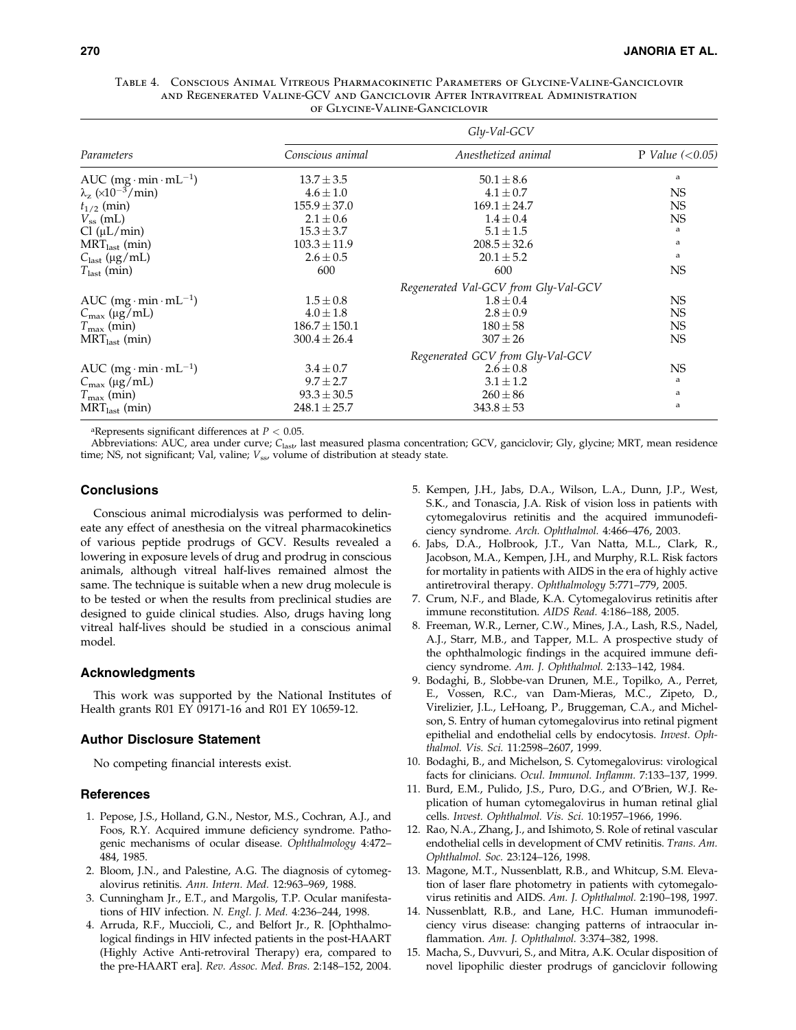Table 4. Conscious Animal Vitreous Pharmacokinetic Parameters of Glycine-Valine-Ganciclovir and Regenerated Valine-GCV and Ganciclovir After Intravitreal Administration of Glycine-Valine-Ganciclovir

| Parameters | Gly-Val-GCV | | |
|---|---|---|---|
| | *Conscious animal* | *Anesthetized animal* | P *Value* (<0.05) |
| AUC ($mg \cdot min \cdot mL^{-1}$) | $13.7 \pm 3.5$ | $50.1 \pm 8.6$ | a |
| $\lambda_z$ ($\times 10^{-3}$/min) | $4.6 \pm 1.0$ | $4.1 \pm 0.7$ | NS |
| $t_{1/2}$ (min) | $155.9 \pm 37.0$ | $169.1 \pm 24.7$ | NS |
| $V_{ss}$ (mL) | $2.1 \pm 0.6$ | $1.4 \pm 0.4$ | NS |
| Cl (μL/min) | $15.3 \pm 3.7$ | $5.1 \pm 1.5$ | a |
| $MRT_{last}$ (min) | $103.3 \pm 11.9$ | $208.5 \pm 32.6$ | a |
| $C_{last}$ (μg/mL) | $2.6 \pm 0.5$ | $20.1 \pm 5.2$ | a |
| $T_{last}$ (min) | 600 | 600 | NS |
| | | *Regenerated Val-GCV from Gly-Val-GCV* | |
| AUC ($mg \cdot min \cdot mL^{-1}$) | $1.5 \pm 0.8$ | $1.8 \pm 0.4$ | NS |
| $C_{max}$ (μg/mL) | $4.0 \pm 1.8$ | $2.8 \pm 0.9$ | NS |
| $T_{max}$ (min) | $186.7 \pm 150.1$ | $180 \pm 58$ | NS |
| $MRT_{last}$ (min) | $300.4 \pm 26.4$ | $307 \pm 26$ | NS |
| | | *Regenerated GCV from Gly-Val-GCV* | |
| AUC ($mg \cdot min \cdot mL^{-1}$) | $3.4 \pm 0.7$ | $2.6 \pm 0.8$ | NS |
| $C_{max}$ (μg/mL) | $9.7 \pm 2.7$ | $3.1 \pm 1.2$ | a |
| $T_{max}$ (min) | $93.3 \pm 30.5$ | $260 \pm 86$ | a |
| $MRT_{last}$ (min) | $248.1 \pm 25.7$ | $343.8 \pm 53$ | a |

[a]Represents significant differences at $P < 0.05$.

Abbreviations: AUC, area under curve; $C_{last}$, last measured plasma concentration; GCV, ganciclovir; Gly, glycine; MRT, mean residence time; NS, not significant; Val, valine; $V_{ss}$, volume of distribution at steady state.

## Conclusions

Conscious animal microdialysis was performed to delineate any effect of anesthesia on the vitreal pharmacokinetics of various peptide prodrugs of GCV. Results revealed a lowering in exposure levels of drug and prodrug in conscious animals, although vitreal half-lives remained almost the same. The technique is suitable when a new drug molecule is to be tested or when the results from preclinical studies are designed to guide clinical studies. Also, drugs having long vitreal half-lives should be studied in a conscious animal model.

## Acknowledgments

This work was supported by the National Institutes of Health grants R01 EY 09171-16 and R01 EY 10659-12.

## Author Disclosure Statement

No competing financial interests exist.

## References

1. Pepose, J.S., Holland, G.N., Nestor, M.S., Cochran, A.J., and Foos, R.Y. Acquired immune deficiency syndrome. Pathogenic mechanisms of ocular disease. *Ophthalmology* 4:472–484, 1985.
2. Bloom, J.N., and Palestine, A.G. The diagnosis of cytomegalovirus retinitis. *Ann. Intern. Med.* 12:963–969, 1988.
3. Cunningham Jr., E.T., and Margolis, T.P. Ocular manifestations of HIV infection. *N. Engl. J. Med.* 4:236–244, 1998.
4. Arruda, R.F., Muccioli, C., and Belfort Jr., R. [Ophthalmological findings in HIV infected patients in the post-HAART (Highly Active Anti-retroviral Therapy) era, compared to the pre-HAART era]. *Rev. Assoc. Med. Bras.* 2:148–152, 2004.
5. Kempen, J.H., Jabs, D.A., Wilson, L.A., Dunn, J.P., West, S.K., and Tonascia, J.A. Risk of vision loss in patients with cytomegalovirus retinitis and the acquired immunodeficiency syndrome. *Arch. Ophthalmol.* 4:466–476, 2003.
6. Jabs, D.A., Holbrook, J.T., Van Natta, M.L., Clark, R., Jacobson, M.A., Kempen, J.H., and Murphy, R.L. Risk factors for mortality in patients with AIDS in the era of highly active antiretroviral therapy. *Ophthalmology* 5:771–779, 2005.
7. Crum, N.F., and Blade, K.A. Cytomegalovirus retinitis after immune reconstitution. *AIDS Read.* 4:186–188, 2005.
8. Freeman, W.R., Lerner, C.W., Mines, J.A., Lash, R.S., Nadel, A.J., Starr, M.B., and Tapper, M.L. A prospective study of the ophthalmologic findings in the acquired immune deficiency syndrome. *Am. J. Ophthalmol.* 2:133–142, 1984.
9. Bodaghi, B., Slobbe-van Drunen, M.E., Topilko, A., Perret, E., Vossen, R.C., van Dam-Mieras, M.C., Zipeto, D., Virelizier, J.L., LeHoang, P., Bruggeman, C.A., and Michelson, S. Entry of human cytomegalovirus into retinal pigment epithelial and endothelial cells by endocytosis. *Invest. Ophthalmol. Vis. Sci.* 11:2598–2607, 1999.
10. Bodaghi, B., and Michelson, S. Cytomegalovirus: virological facts for clinicians. *Ocul. Immunol. Inflamm.* 7:133–137, 1999.
11. Burd, E.M., Pulido, J.S., Puro, D.G., and O'Brien, W.J. Replication of human cytomegalovirus in human retinal glial cells. *Invest. Ophthalmol. Vis. Sci.* 10:1957–1966, 1996.
12. Rao, N.A., Zhang, J., and Ishimoto, S. Role of retinal vascular endothelial cells in development of CMV retinitis. *Trans. Am. Ophthalmol. Soc.* 23:124–126, 1998.
13. Magone, M.T., Nussenblatt, R.B., and Whitcup, S.M. Elevation of laser flare photometry in patients with cytomegalovirus retinitis and AIDS. *Am. J. Ophthalmol.* 2:190–198, 1997.
14. Nussenblatt, R.B., and Lane, H.C. Human immunodeficiency virus disease: changing patterns of intraocular inflammation. *Am. J. Ophthalmol.* 3:374–382, 1998.
15. Macha, S., Duvvuri, S., and Mitra, A.K. Ocular disposition of novel lipophilic diester prodrugs of ganciclovir following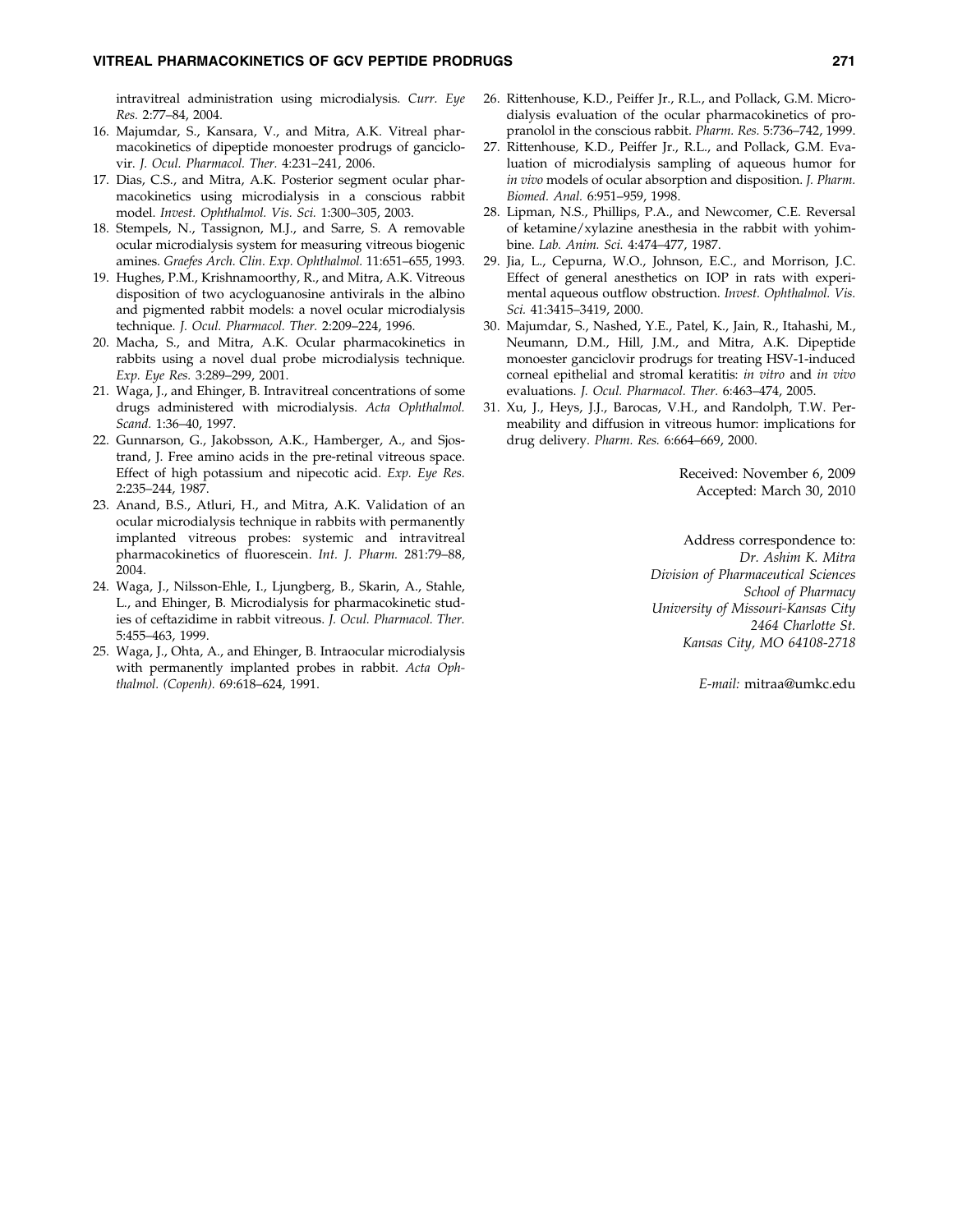intravitreal administration using microdialysis. *Curr. Eye Res.* 2:77–84, 2004.

16. Majumdar, S., Kansara, V., and Mitra, A.K. Vitreal pharmacokinetics of dipeptide monoester prodrugs of ganciclovir. *J. Ocul. Pharmacol. Ther.* 4:231–241, 2006.
17. Dias, C.S., and Mitra, A.K. Posterior segment ocular pharmacokinetics using microdialysis in a conscious rabbit model. *Invest. Ophthalmol. Vis. Sci.* 1:300–305, 2003.
18. Stempels, N., Tassignon, M.J., and Sarre, S. A removable ocular microdialysis system for measuring vitreous biogenic amines. *Graefes Arch. Clin. Exp. Ophthalmol.* 11:651–655, 1993.
19. Hughes, P.M., Krishnamoorthy, R., and Mitra, A.K. Vitreous disposition of two acycloguanosine antivirals in the albino and pigmented rabbit models: a novel ocular microdialysis technique. *J. Ocul. Pharmacol. Ther.* 2:209–224, 1996.
20. Macha, S., and Mitra, A.K. Ocular pharmacokinetics in rabbits using a novel dual probe microdialysis technique. *Exp. Eye Res.* 3:289–299, 2001.
21. Waga, J., and Ehinger, B. Intravitreal concentrations of some drugs administered with microdialysis. *Acta Ophthalmol. Scand.* 1:36–40, 1997.
22. Gunnarson, G., Jakobsson, A.K., Hamberger, A., and Sjostrand, J. Free amino acids in the pre-retinal vitreous space. Effect of high potassium and nipecotic acid. *Exp. Eye Res.* 2:235–244, 1987.
23. Anand, B.S., Atluri, H., and Mitra, A.K. Validation of an ocular microdialysis technique in rabbits with permanently implanted vitreous probes: systemic and intravitreal pharmacokinetics of fluorescein. *Int. J. Pharm.* 281:79–88, 2004.
24. Waga, J., Nilsson-Ehle, I., Ljungberg, B., Skarin, A., Stahle, L., and Ehinger, B. Microdialysis for pharmacokinetic studies of ceftazidime in rabbit vitreous. *J. Ocul. Pharmacol. Ther.* 5:455–463, 1999.
25. Waga, J., Ohta, A., and Ehinger, B. Intraocular microdialysis with permanently implanted probes in rabbit. *Acta Ophthalmol. (Copenh).* 69:618–624, 1991.
26. Rittenhouse, K.D., Peiffer Jr., R.L., and Pollack, G.M. Microdialysis evaluation of the ocular pharmacokinetics of propranolol in the conscious rabbit. *Pharm. Res.* 5:736–742, 1999.
27. Rittenhouse, K.D., Peiffer Jr., R.L., and Pollack, G.M. Evaluation of microdialysis sampling of aqueous humor for *in vivo* models of ocular absorption and disposition. *J. Pharm. Biomed. Anal.* 6:951–959, 1998.
28. Lipman, N.S., Phillips, P.A., and Newcomer, C.E. Reversal of ketamine/xylazine anesthesia in the rabbit with yohimbine. *Lab. Anim. Sci.* 4:474–477, 1987.
29. Jia, L., Cepurna, W.O., Johnson, E.C., and Morrison, J.C. Effect of general anesthetics on IOP in rats with experimental aqueous outflow obstruction. *Invest. Ophthalmol. Vis. Sci.* 41:3415–3419, 2000.
30. Majumdar, S., Nashed, Y.E., Patel, K., Jain, R., Itahashi, M., Neumann, D.M., Hill, J.M., and Mitra, A.K. Dipeptide monoester ganciclovir prodrugs for treating HSV-1-induced corneal epithelial and stromal keratitis: *in vitro* and *in vivo* evaluations. *J. Ocul. Pharmacol. Ther.* 6:463–474, 2005.
31. Xu, J., Heys, J.J., Barocas, V.H., and Randolph, T.W. Permeability and diffusion in vitreous humor: implications for drug delivery. *Pharm. Res.* 6:664–669, 2000.

Received: November 6, 2009
Accepted: March 30, 2010

Address correspondence to:
*Dr. Ashim K. Mitra*
*Division of Pharmaceutical Sciences*
*School of Pharmacy*
*University of Missouri-Kansas City*
*2464 Charlotte St.*
*Kansas City, MO 64108-2718*

*E-mail:* mitraa@umkc.edu